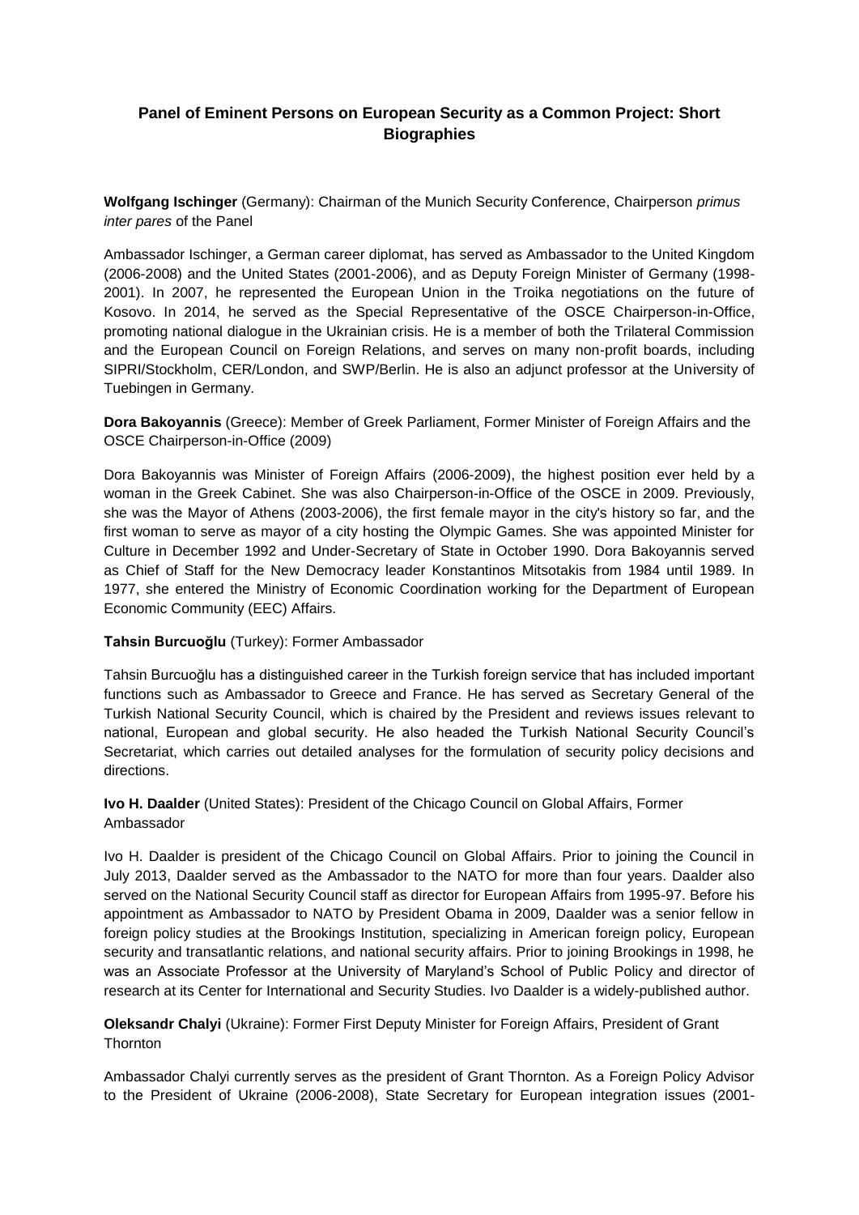# Panel of Eminent Persons on European Security as a Common Project: Short Biographies

**Wolfgang Ischinger** (Germany): Chairman of the Munich Security Conference, Chairperson *primus inter pares* of the Panel

Ambassador Ischinger, a German career diplomat, has served as Ambassador to the United Kingdom (2006-2008) and the United States (2001-2006), and as Deputy Foreign Minister of Germany (1998-2001). In 2007, he represented the European Union in the Troika negotiations on the future of Kosovo. In 2014, he served as the Special Representative of the OSCE Chairperson-in-Office, promoting national dialogue in the Ukrainian crisis. He is a member of both the Trilateral Commission and the European Council on Foreign Relations, and serves on many non-profit boards, including SIPRI/Stockholm, CER/London, and SWP/Berlin. He is also an adjunct professor at the University of Tuebingen in Germany.

**Dora Bakoyannis** (Greece): Member of Greek Parliament, Former Minister of Foreign Affairs and the OSCE Chairperson-in-Office (2009)

Dora Bakoyannis was Minister of Foreign Affairs (2006-2009), the highest position ever held by a woman in the Greek Cabinet. She was also Chairperson-in-Office of the OSCE in 2009. Previously, she was the Mayor of Athens (2003-2006), the first female mayor in the city's history so far, and the first woman to serve as mayor of a city hosting the Olympic Games. She was appointed Minister for Culture in December 1992 and Under-Secretary of State in October 1990. Dora Bakoyannis served as Chief of Staff for the New Democracy leader Konstantinos Mitsotakis from 1984 until 1989. In 1977, she entered the Ministry of Economic Coordination working for the Department of European Economic Community (EEC) Affairs.

**Tahsin Burcuoğlu** (Turkey): Former Ambassador

Tahsin Burcuoğlu has a distinguished career in the Turkish foreign service that has included important functions such as Ambassador to Greece and France. He has served as Secretary General of the Turkish National Security Council, which is chaired by the President and reviews issues relevant to national, European and global security. He also headed the Turkish National Security Council's Secretariat, which carries out detailed analyses for the formulation of security policy decisions and directions.

**Ivo H. Daalder** (United States): President of the Chicago Council on Global Affairs, Former Ambassador

Ivo H. Daalder is president of the Chicago Council on Global Affairs. Prior to joining the Council in July 2013, Daalder served as the Ambassador to the NATO for more than four years. Daalder also served on the National Security Council staff as director for European Affairs from 1995-97. Before his appointment as Ambassador to NATO by President Obama in 2009, Daalder was a senior fellow in foreign policy studies at the Brookings Institution, specializing in American foreign policy, European security and transatlantic relations, and national security affairs. Prior to joining Brookings in 1998, he was an Associate Professor at the University of Maryland's School of Public Policy and director of research at its Center for International and Security Studies. Ivo Daalder is a widely-published author.

**Oleksandr Chalyi** (Ukraine): Former First Deputy Minister for Foreign Affairs, President of Grant Thornton

Ambassador Chalyi currently serves as the president of Grant Thornton. As a Foreign Policy Advisor to the President of Ukraine (2006-2008), State Secretary for European integration issues (2001-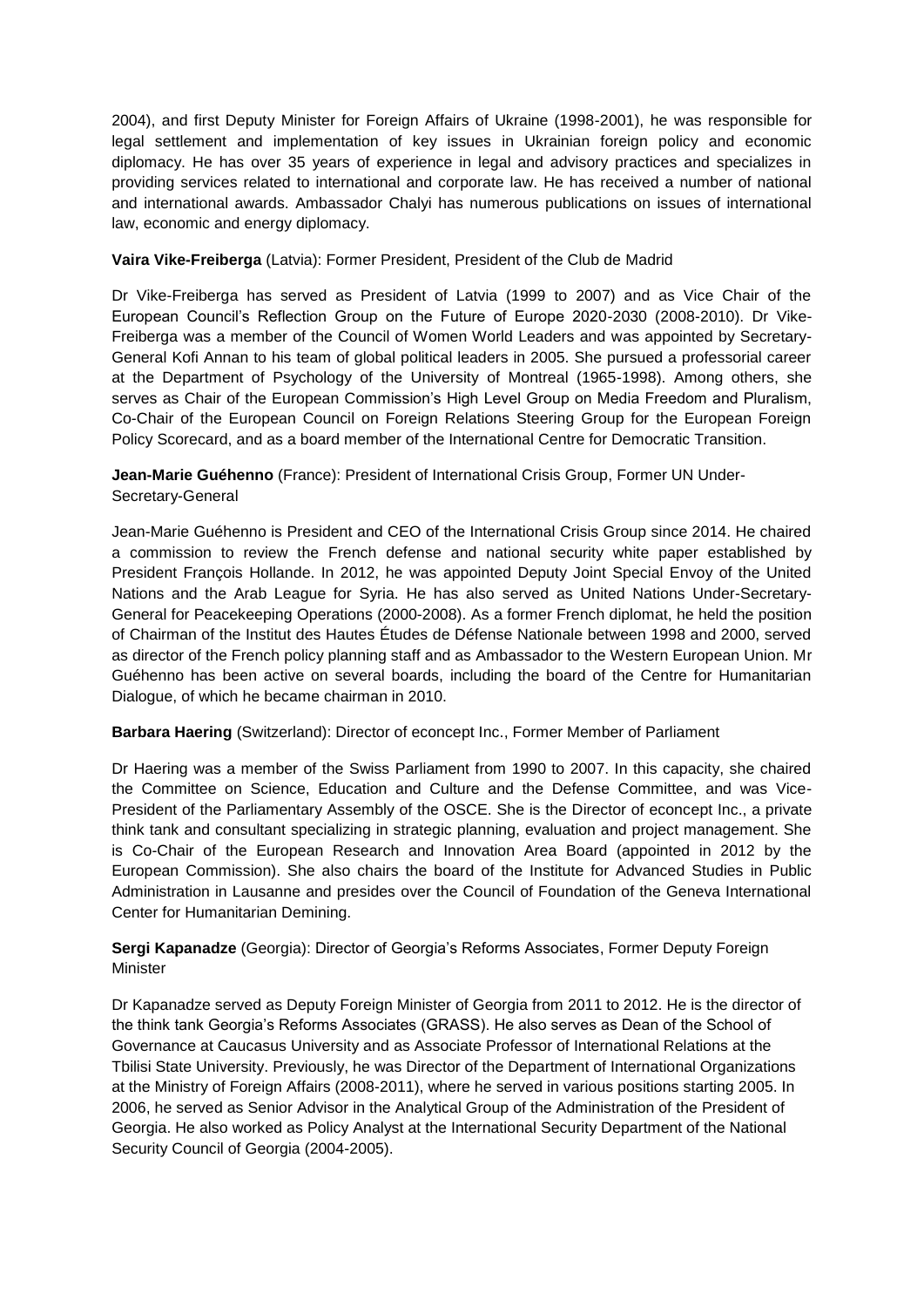2004), and first Deputy Minister for Foreign Affairs of Ukraine (1998-2001), he was responsible for legal settlement and implementation of key issues in Ukrainian foreign policy and economic diplomacy. He has over 35 years of experience in legal and advisory practices and specializes in providing services related to international and corporate law. He has received a number of national and international awards. Ambassador Chalyi has numerous publications on issues of international law, economic and energy diplomacy.

**Vaira Vike-Freiberga** (Latvia): Former President, President of the Club de Madrid

Dr Vike-Freiberga has served as President of Latvia (1999 to 2007) and as Vice Chair of the European Council's Reflection Group on the Future of Europe 2020-2030 (2008-2010). Dr Vike-Freiberga was a member of the Council of Women World Leaders and was appointed by Secretary-General Kofi Annan to his team of global political leaders in 2005. She pursued a professorial career at the Department of Psychology of the University of Montreal (1965-1998). Among others, she serves as Chair of the European Commission's High Level Group on Media Freedom and Pluralism, Co-Chair of the European Council on Foreign Relations Steering Group for the European Foreign Policy Scorecard, and as a board member of the International Centre for Democratic Transition.

**Jean-Marie Guéhenno** (France): President of International Crisis Group, Former UN Under-Secretary-General

Jean-Marie Guéhenno is President and CEO of the International Crisis Group since 2014. He chaired a commission to review the French defense and national security white paper established by President François Hollande. In 2012, he was appointed Deputy Joint Special Envoy of the United Nations and the Arab League for Syria. He has also served as United Nations Under-Secretary-General for Peacekeeping Operations (2000-2008). As a former French diplomat, he held the position of Chairman of the Institut des Hautes Études de Défense Nationale between 1998 and 2000, served as director of the French policy planning staff and as Ambassador to the Western European Union. Mr Guéhenno has been active on several boards, including the board of the Centre for Humanitarian Dialogue, of which he became chairman in 2010.

**Barbara Haering** (Switzerland): Director of econcept Inc., Former Member of Parliament

Dr Haering was a member of the Swiss Parliament from 1990 to 2007. In this capacity, she chaired the Committee on Science, Education and Culture and the Defense Committee, and was Vice-President of the Parliamentary Assembly of the OSCE. She is the Director of econcept Inc., a private think tank and consultant specializing in strategic planning, evaluation and project management. She is Co-Chair of the European Research and Innovation Area Board (appointed in 2012 by the European Commission). She also chairs the board of the Institute for Advanced Studies in Public Administration in Lausanne and presides over the Council of Foundation of the Geneva International Center for Humanitarian Demining.

**Sergi Kapanadze** (Georgia): Director of Georgia's Reforms Associates, Former Deputy Foreign Minister

Dr Kapanadze served as Deputy Foreign Minister of Georgia from 2011 to 2012. He is the director of the think tank Georgia's Reforms Associates (GRASS). He also serves as Dean of the School of Governance at Caucasus University and as Associate Professor of International Relations at the Tbilisi State University. Previously, he was Director of the Department of International Organizations at the Ministry of Foreign Affairs (2008-2011), where he served in various positions starting 2005. In 2006, he served as Senior Advisor in the Analytical Group of the Administration of the President of Georgia. He also worked as Policy Analyst at the International Security Department of the National Security Council of Georgia (2004-2005).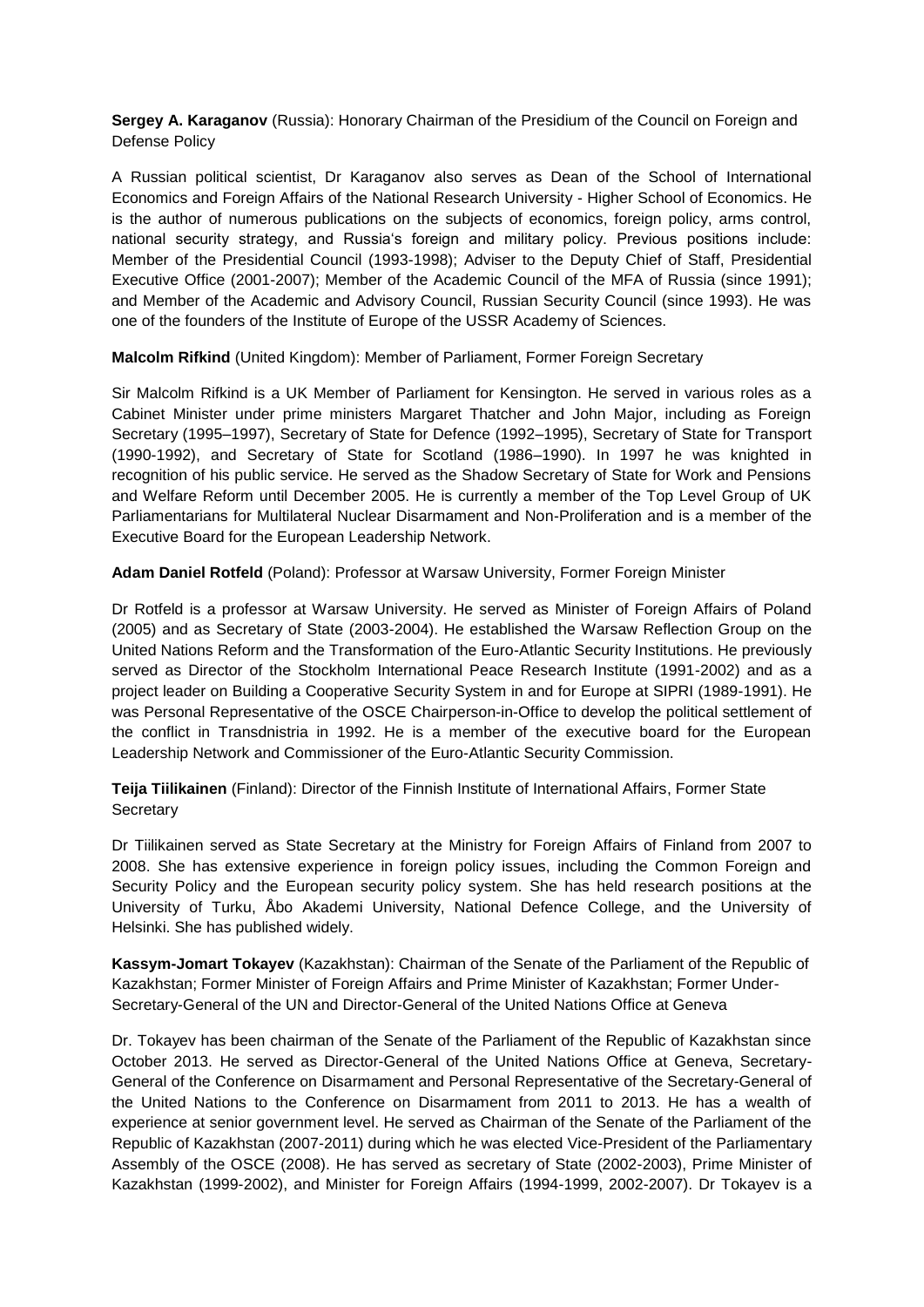**Sergey A. Karaganov** (Russia): Honorary Chairman of the Presidium of the Council on Foreign and Defense Policy

A Russian political scientist, Dr Karaganov also serves as Dean of the School of International Economics and Foreign Affairs of the National Research University - Higher School of Economics. He is the author of numerous publications on the subjects of economics, foreign policy, arms control, national security strategy, and Russia's foreign and military policy. Previous positions include: Member of the Presidential Council (1993-1998); Adviser to the Deputy Chief of Staff, Presidential Executive Office (2001-2007); Member of the Academic Council of the MFA of Russia (since 1991); and Member of the Academic and Advisory Council, Russian Security Council (since 1993). He was one of the founders of the Institute of Europe of the USSR Academy of Sciences.

**Malcolm Rifkind** (United Kingdom): Member of Parliament, Former Foreign Secretary

Sir Malcolm Rifkind is a UK Member of Parliament for Kensington. He served in various roles as a Cabinet Minister under prime ministers Margaret Thatcher and John Major, including as Foreign Secretary (1995–1997), Secretary of State for Defence (1992–1995), Secretary of State for Transport (1990-1992), and Secretary of State for Scotland (1986–1990). In 1997 he was knighted in recognition of his public service. He served as the Shadow Secretary of State for Work and Pensions and Welfare Reform until December 2005. He is currently a member of the Top Level Group of UK Parliamentarians for Multilateral Nuclear Disarmament and Non-Proliferation and is a member of the Executive Board for the European Leadership Network.

**Adam Daniel Rotfeld** (Poland): Professor at Warsaw University, Former Foreign Minister

Dr Rotfeld is a professor at Warsaw University. He served as Minister of Foreign Affairs of Poland (2005) and as Secretary of State (2003-2004). He established the Warsaw Reflection Group on the United Nations Reform and the Transformation of the Euro-Atlantic Security Institutions. He previously served as Director of the Stockholm International Peace Research Institute (1991-2002) and as a project leader on Building a Cooperative Security System in and for Europe at SIPRI (1989-1991). He was Personal Representative of the OSCE Chairperson-in-Office to develop the political settlement of the conflict in Transdnistria in 1992. He is a member of the executive board for the European Leadership Network and Commissioner of the Euro-Atlantic Security Commission.

**Teija Tiilikainen** (Finland): Director of the Finnish Institute of International Affairs, Former State Secretary

Dr Tiilikainen served as State Secretary at the Ministry for Foreign Affairs of Finland from 2007 to 2008. She has extensive experience in foreign policy issues, including the Common Foreign and Security Policy and the European security policy system. She has held research positions at the University of Turku, Åbo Akademi University, National Defence College, and the University of Helsinki. She has published widely.

**Kassym-Jomart Tokayev** (Kazakhstan): Chairman of the Senate of the Parliament of the Republic of Kazakhstan; Former Minister of Foreign Affairs and Prime Minister of Kazakhstan; Former Under-Secretary-General of the UN and Director-General of the United Nations Office at Geneva

Dr. Tokayev has been chairman of the Senate of the Parliament of the Republic of Kazakhstan since October 2013. He served as Director-General of the United Nations Office at Geneva, Secretary-General of the Conference on Disarmament and Personal Representative of the Secretary-General of the United Nations to the Conference on Disarmament from 2011 to 2013. He has a wealth of experience at senior government level. He served as Chairman of the Senate of the Parliament of the Republic of Kazakhstan (2007-2011) during which he was elected Vice-President of the Parliamentary Assembly of the OSCE (2008). He has served as secretary of State (2002-2003), Prime Minister of Kazakhstan (1999-2002), and Minister for Foreign Affairs (1994-1999, 2002-2007). Dr Tokayev is a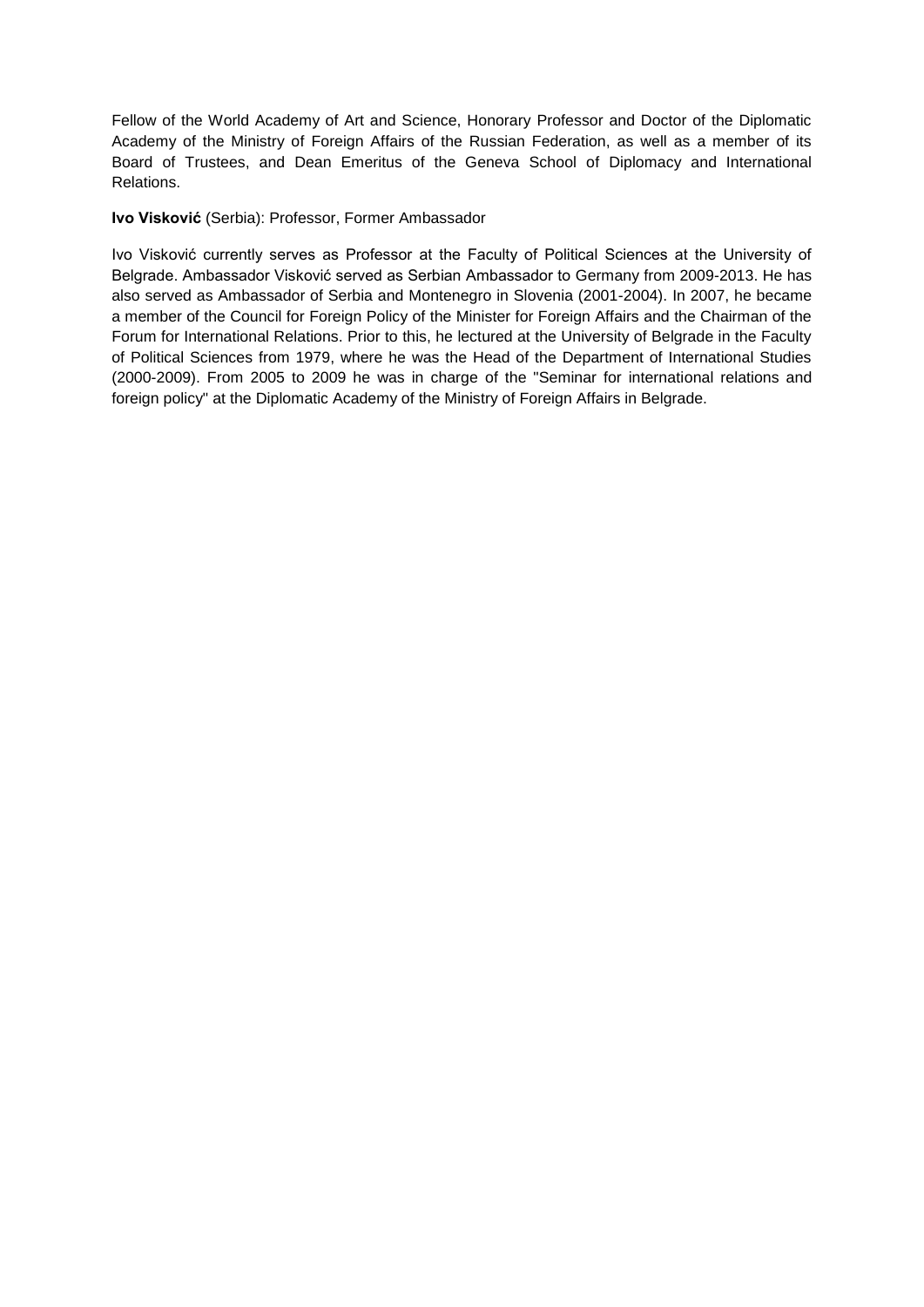Fellow of the World Academy of Art and Science, Honorary Professor and Doctor of the Diplomatic Academy of the Ministry of Foreign Affairs of the Russian Federation, as well as a member of its Board of Trustees, and Dean Emeritus of the Geneva School of Diplomacy and International Relations.

**Ivo Visković** (Serbia): Professor, Former Ambassador

Ivo Visković currently serves as Professor at the Faculty of Political Sciences at the University of Belgrade. Ambassador Visković served as Serbian Ambassador to Germany from 2009-2013. He has also served as Ambassador of Serbia and Montenegro in Slovenia (2001-2004). In 2007, he became a member of the Council for Foreign Policy of the Minister for Foreign Affairs and the Chairman of the Forum for International Relations. Prior to this, he lectured at the University of Belgrade in the Faculty of Political Sciences from 1979, where he was the Head of the Department of International Studies (2000-2009). From 2005 to 2009 he was in charge of the "Seminar for international relations and foreign policy" at the Diplomatic Academy of the Ministry of Foreign Affairs in Belgrade.